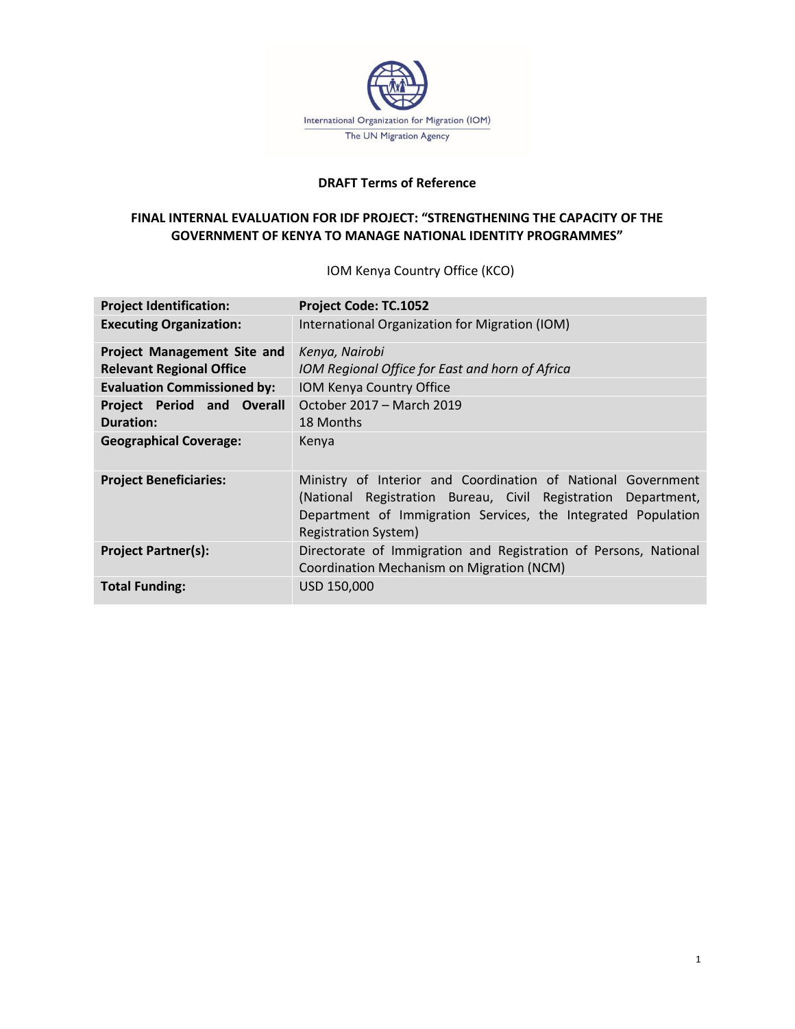International Organization for Migration (IOM)
The UN Migration Agency

**DRAFT Terms of Reference**

# FINAL INTERNAL EVALUATION FOR IDF PROJECT: "STRENGTHENING THE CAPACITY OF THE GOVERNMENT OF KENYA TO MANAGE NATIONAL IDENTITY PROGRAMMES"

IOM Kenya Country Office (KCO)

| | |
|---|---|
| **Project Identification:** | **Project Code: TC.1052** |
| **Executing Organization:** | International Organization for Migration (IOM) |
| **Project Management Site and Relevant Regional Office** | *Kenya, Nairobi*<br>*IOM Regional Office for East and horn of Africa* |
| **Evaluation Commissioned by:** | IOM Kenya Country Office |
| **Project Period and Overall Duration:** | October 2017 – March 2019<br>18 Months |
| **Geographical Coverage:** | Kenya |
| **Project Beneficiaries:** | Ministry of Interior and Coordination of National Government (National Registration Bureau, Civil Registration Department, Department of Immigration Services, the Integrated Population Registration System) |
| **Project Partner(s):** | Directorate of Immigration and Registration of Persons, National Coordination Mechanism on Migration (NCM) |
| **Total Funding:** | USD 150,000 |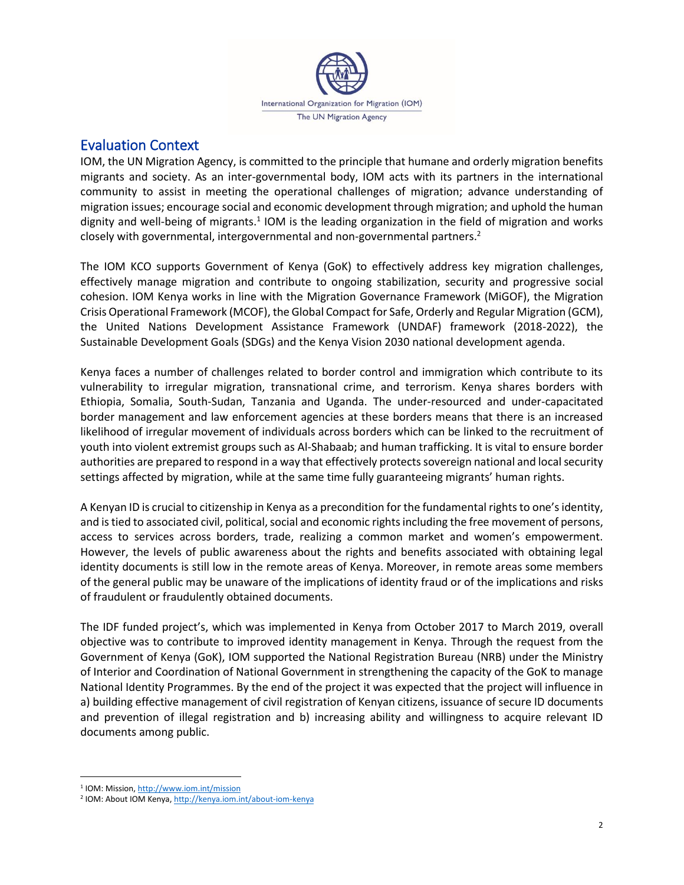International Organization for Migration (IOM)
The UN Migration Agency

## Evaluation Context

IOM, the UN Migration Agency, is committed to the principle that humane and orderly migration benefits migrants and society. As an inter-governmental body, IOM acts with its partners in the international community to assist in meeting the operational challenges of migration; advance understanding of migration issues; encourage social and economic development through migration; and uphold the human dignity and well-being of migrants.[1] IOM is the leading organization in the field of migration and works closely with governmental, intergovernmental and non-governmental partners.[2]

The IOM KCO supports Government of Kenya (GoK) to effectively address key migration challenges, effectively manage migration and contribute to ongoing stabilization, security and progressive social cohesion. IOM Kenya works in line with the Migration Governance Framework (MiGOF), the Migration Crisis Operational Framework (MCOF), the Global Compact for Safe, Orderly and Regular Migration (GCM), the United Nations Development Assistance Framework (UNDAF) framework (2018-2022), the Sustainable Development Goals (SDGs) and the Kenya Vision 2030 national development agenda.

Kenya faces a number of challenges related to border control and immigration which contribute to its vulnerability to irregular migration, transnational crime, and terrorism. Kenya shares borders with Ethiopia, Somalia, South-Sudan, Tanzania and Uganda. The under-resourced and under-capacitated border management and law enforcement agencies at these borders means that there is an increased likelihood of irregular movement of individuals across borders which can be linked to the recruitment of youth into violent extremist groups such as Al-Shabaab; and human trafficking. It is vital to ensure border authorities are prepared to respond in a way that effectively protects sovereign national and local security settings affected by migration, while at the same time fully guaranteeing migrants' human rights.

A Kenyan ID is crucial to citizenship in Kenya as a precondition for the fundamental rights to one's identity, and is tied to associated civil, political, social and economic rights including the free movement of persons, access to services across borders, trade, realizing a common market and women's empowerment. However, the levels of public awareness about the rights and benefits associated with obtaining legal identity documents is still low in the remote areas of Kenya. Moreover, in remote areas some members of the general public may be unaware of the implications of identity fraud or of the implications and risks of fraudulent or fraudulently obtained documents.

The IDF funded project's, which was implemented in Kenya from October 2017 to March 2019, overall objective was to contribute to improved identity management in Kenya. Through the request from the Government of Kenya (GoK), IOM supported the National Registration Bureau (NRB) under the Ministry of Interior and Coordination of National Government in strengthening the capacity of the GoK to manage National Identity Programmes. By the end of the project it was expected that the project will influence in a) building effective management of civil registration of Kenyan citizens, issuance of secure ID documents and prevention of illegal registration and b) increasing ability and willingness to acquire relevant ID documents among public.

[1] IOM: Mission, http://www.iom.int/mission

[2] IOM: About IOM Kenya, http://kenya.iom.int/about-iom-kenya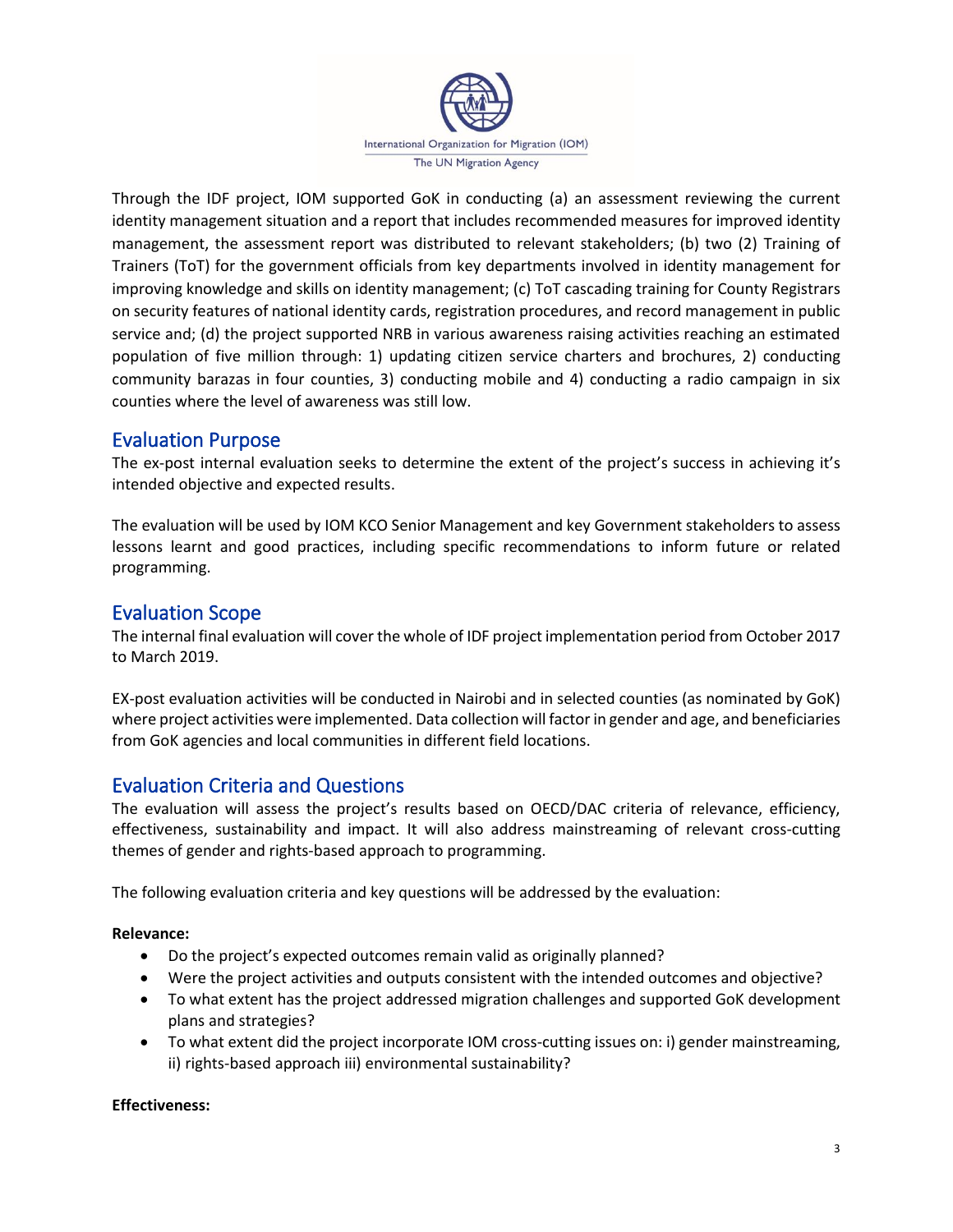Through the IDF project, IOM supported GoK in conducting (a) an assessment reviewing the current identity management situation and a report that includes recommended measures for improved identity management, the assessment report was distributed to relevant stakeholders; (b) two (2) Training of Trainers (ToT) for the government officials from key departments involved in identity management for improving knowledge and skills on identity management; (c) ToT cascading training for County Registrars on security features of national identity cards, registration procedures, and record management in public service and; (d) the project supported NRB in various awareness raising activities reaching an estimated population of five million through: 1) updating citizen service charters and brochures, 2) conducting community barazas in four counties, 3) conducting mobile and 4) conducting a radio campaign in six counties where the level of awareness was still low.

## Evaluation Purpose

The ex-post internal evaluation seeks to determine the extent of the project's success in achieving it's intended objective and expected results.

The evaluation will be used by IOM KCO Senior Management and key Government stakeholders to assess lessons learnt and good practices, including specific recommendations to inform future or related programming.

## Evaluation Scope

The internal final evaluation will cover the whole of IDF project implementation period from October 2017 to March 2019.

EX-post evaluation activities will be conducted in Nairobi and in selected counties (as nominated by GoK) where project activities were implemented. Data collection will factor in gender and age, and beneficiaries from GoK agencies and local communities in different field locations.

## Evaluation Criteria and Questions

The evaluation will assess the project's results based on OECD/DAC criteria of relevance, efficiency, effectiveness, sustainability and impact. It will also address mainstreaming of relevant cross-cutting themes of gender and rights-based approach to programming.

The following evaluation criteria and key questions will be addressed by the evaluation:

**Relevance:**

- Do the project's expected outcomes remain valid as originally planned?
- Were the project activities and outputs consistent with the intended outcomes and objective?
- To what extent has the project addressed migration challenges and supported GoK development plans and strategies?
- To what extent did the project incorporate IOM cross-cutting issues on: i) gender mainstreaming, ii) rights-based approach iii) environmental sustainability?

**Effectiveness:**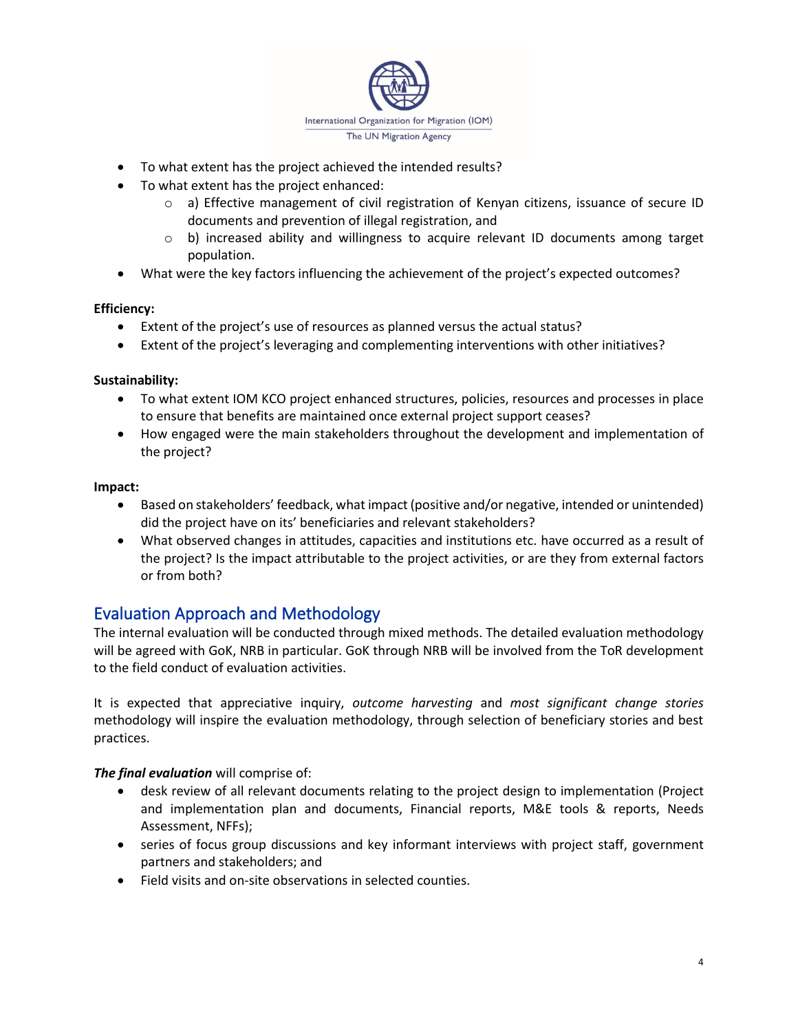- To what extent has the project achieved the intended results?
- To what extent has the project enhanced:
  - a) Effective management of civil registration of Kenyan citizens, issuance of secure ID documents and prevention of illegal registration, and
  - b) increased ability and willingness to acquire relevant ID documents among target population.
- What were the key factors influencing the achievement of the project's expected outcomes?

**Efficiency:**

- Extent of the project's use of resources as planned versus the actual status?
- Extent of the project's leveraging and complementing interventions with other initiatives?

**Sustainability:**

- To what extent IOM KCO project enhanced structures, policies, resources and processes in place to ensure that benefits are maintained once external project support ceases?
- How engaged were the main stakeholders throughout the development and implementation of the project?

**Impact:**

- Based on stakeholders' feedback, what impact (positive and/or negative, intended or unintended) did the project have on its' beneficiaries and relevant stakeholders?
- What observed changes in attitudes, capacities and institutions etc. have occurred as a result of the project? Is the impact attributable to the project activities, or are they from external factors or from both?

## Evaluation Approach and Methodology

The internal evaluation will be conducted through mixed methods. The detailed evaluation methodology will be agreed with GoK, NRB in particular. GoK through NRB will be involved from the ToR development to the field conduct of evaluation activities.

It is expected that appreciative inquiry, *outcome harvesting* and *most significant change stories* methodology will inspire the evaluation methodology, through selection of beneficiary stories and best practices.

***The final evaluation*** will comprise of:

- desk review of all relevant documents relating to the project design to implementation (Project and implementation plan and documents, Financial reports, M&E tools & reports, Needs Assessment, NFFs);
- series of focus group discussions and key informant interviews with project staff, government partners and stakeholders; and
- Field visits and on-site observations in selected counties.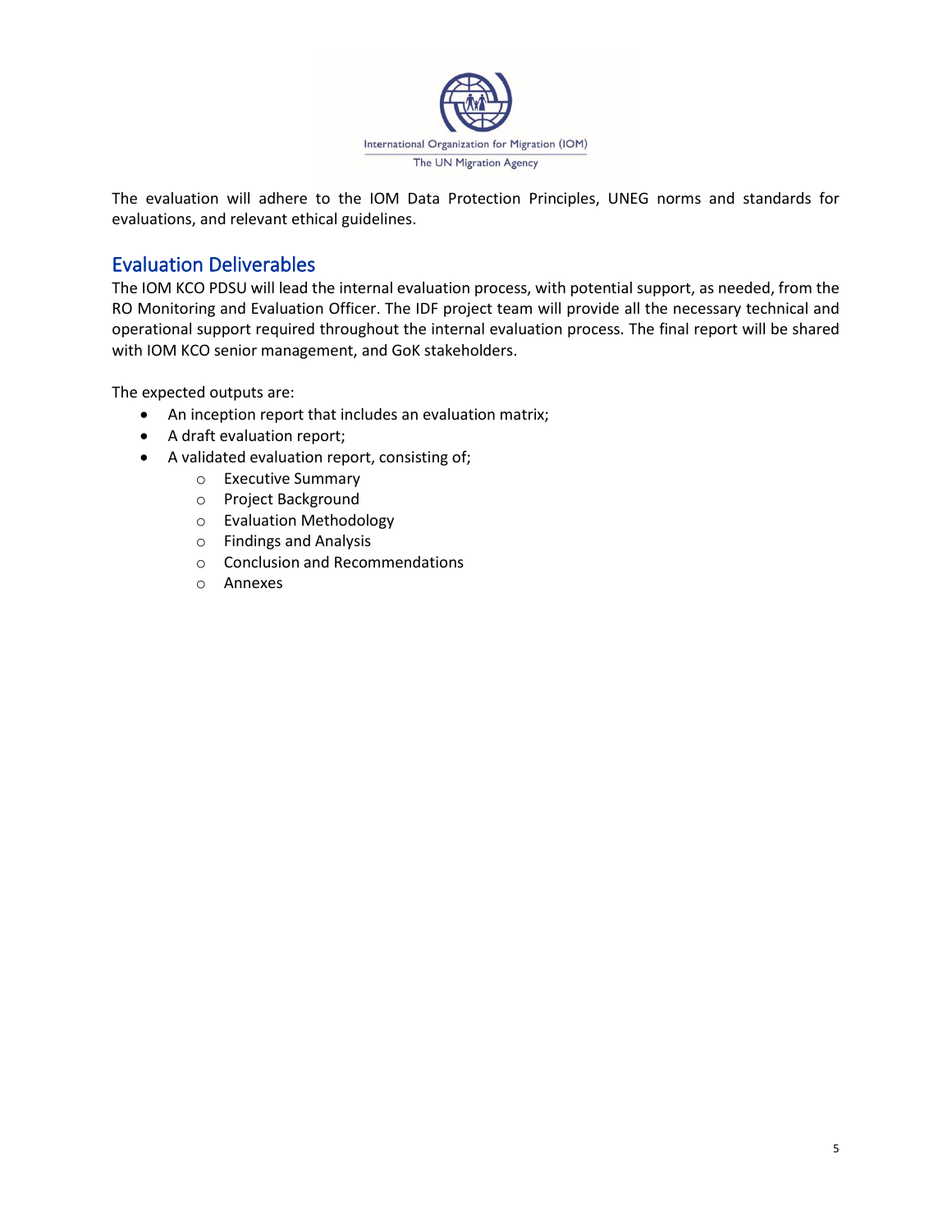The evaluation will adhere to the IOM Data Protection Principles, UNEG norms and standards for evaluations, and relevant ethical guidelines.

## Evaluation Deliverables

The IOM KCO PDSU will lead the internal evaluation process, with potential support, as needed, from the RO Monitoring and Evaluation Officer. The IDF project team will provide all the necessary technical and operational support required throughout the internal evaluation process. The final report will be shared with IOM KCO senior management, and GoK stakeholders.

The expected outputs are:

- An inception report that includes an evaluation matrix;
- A draft evaluation report;
- A validated evaluation report, consisting of;
  - Executive Summary
  - Project Background
  - Evaluation Methodology
  - Findings and Analysis
  - Conclusion and Recommendations
  - Annexes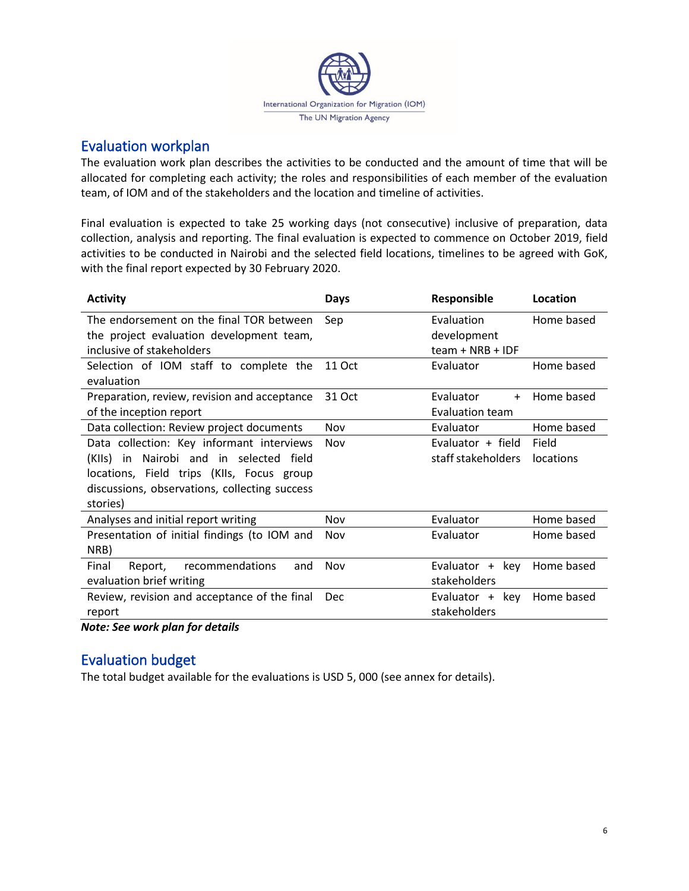International Organization for Migration (IOM)
The UN Migration Agency

## Evaluation workplan

The evaluation work plan describes the activities to be conducted and the amount of time that will be allocated for completing each activity; the roles and responsibilities of each member of the evaluation team, of IOM and of the stakeholders and the location and timeline of activities.

Final evaluation is expected to take 25 working days (not consecutive) inclusive of preparation, data collection, analysis and reporting. The final evaluation is expected to commence on October 2019, field activities to be conducted in Nairobi and the selected field locations, timelines to be agreed with GoK, with the final report expected by 30 February 2020.

| Activity | Days | Responsible | Location |
|---|---|---|---|
| The endorsement on the final TOR between the project evaluation development team, inclusive of stakeholders | Sep | Evaluation development team + NRB + IDF | Home based |
| Selection of IOM staff to complete the evaluation | 11 Oct | Evaluator | Home based |
| Preparation, review, revision and acceptance of the inception report | 31 Oct | Evaluator + Evaluation team | Home based |
| Data collection: Review project documents | Nov | Evaluator | Home based |
| Data collection: Key informant interviews (KIIs) in Nairobi and in selected field locations, Field trips (KIIs, Focus group discussions, observations, collecting success stories) | Nov | Evaluator + field staff stakeholders | Field locations |
| Analyses and initial report writing | Nov | Evaluator | Home based |
| Presentation of initial findings (to IOM and NRB) | Nov | Evaluator | Home based |
| Final Report, recommendations and evaluation brief writing | Nov | Evaluator + key stakeholders | Home based |
| Review, revision and acceptance of the final report | Dec | Evaluator + key stakeholders | Home based |

***Note: See work plan for details***

## Evaluation budget

The total budget available for the evaluations is USD 5, 000 (see annex for details).